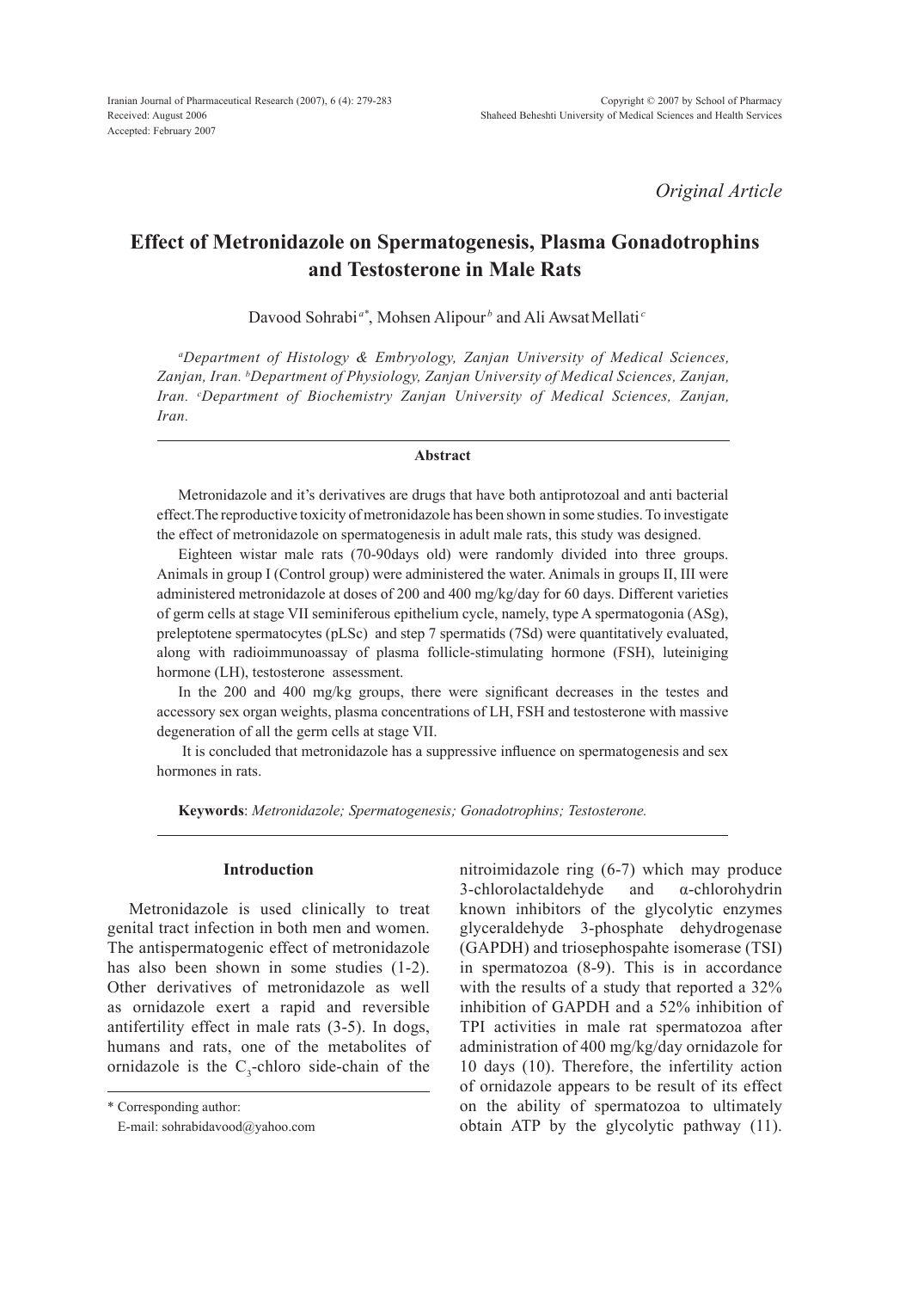*Original Article*

# Effect of Metronidazole on Spermatogenesis, Plasma Gonadotrophins and Testosterone in Male Rats

Davood Sohrabi[a*], Mohsen Alipour[b] and Ali Awsat Mellati[c]

*[a]Department of Histology & Embryology, Zanjan University of Medical Sciences, Zanjan, Iran. [b]Department of Physiology, Zanjan University of Medical Sciences, Zanjan, Iran. [c]Department of Biochemistry Zanjan University of Medical Sciences, Zanjan, Iran.*

## Abstract

Metronidazole and it's derivatives are drugs that have both antiprotozoal and anti bacterial effect.The reproductive toxicity of metronidazole has been shown in some studies. To investigate the effect of metronidazole on spermatogenesis in adult male rats, this study was designed.

Eighteen wistar male rats (70-90days old) were randomly divided into three groups. Animals in group I (Control group) were administered the water. Animals in groups II, III were administered metronidazole at doses of 200 and 400 mg/kg/day for 60 days. Different varieties of germ cells at stage VII seminiferous epithelium cycle, namely, type A spermatogonia (ASg), preleptotene spermatocytes (pLSc) and step 7 spermatids (7Sd) were quantitatively evaluated, along with radioimmunoassay of plasma follicle-stimulating hormone (FSH), luteiniging hormone (LH), testosterone assessment.

In the 200 and 400 mg/kg groups, there were significant decreases in the testes and accessory sex organ weights, plasma concentrations of LH, FSH and testosterone with massive degeneration of all the germ cells at stage VII.

It is concluded that metronidazole has a suppressive influence on spermatogenesis and sex hormones in rats.

**Keywords**: *Metronidazole; Spermatogenesis; Gonadotrophins; Testosterone.*

## Introduction

Metronidazole is used clinically to treat genital tract infection in both men and women. The antispermatogenic effect of metronidazole has also been shown in some studies (1-2). Other derivatives of metronidazole as well as ornidazole exert a rapid and reversible antifertility effect in male rats (3-5). In dogs, humans and rats, one of the metabolites of ornidazole is the $C_3$-chloro side-chain of the nitroimidazole ring (6-7) which may produce 3-chlorolactaldehyde and α-chlorohydrin known inhibitors of the glycolytic enzymes glyceraldehyde 3-phosphate dehydrogenase (GAPDH) and triosephospahte isomerase (TSI) in spermatozoa (8-9). This is in accordance with the results of a study that reported a 32% inhibition of GAPDH and a 52% inhibition of TPI activities in male rat spermatozoa after administration of 400 mg/kg/day ornidazole for 10 days (10). Therefore, the infertility action of ornidazole appears to be result of its effect on the ability of spermatozoa to ultimately obtain ATP by the glycolytic pathway (11).

\* Corresponding author:
E-mail: sohrabidavood@yahoo.com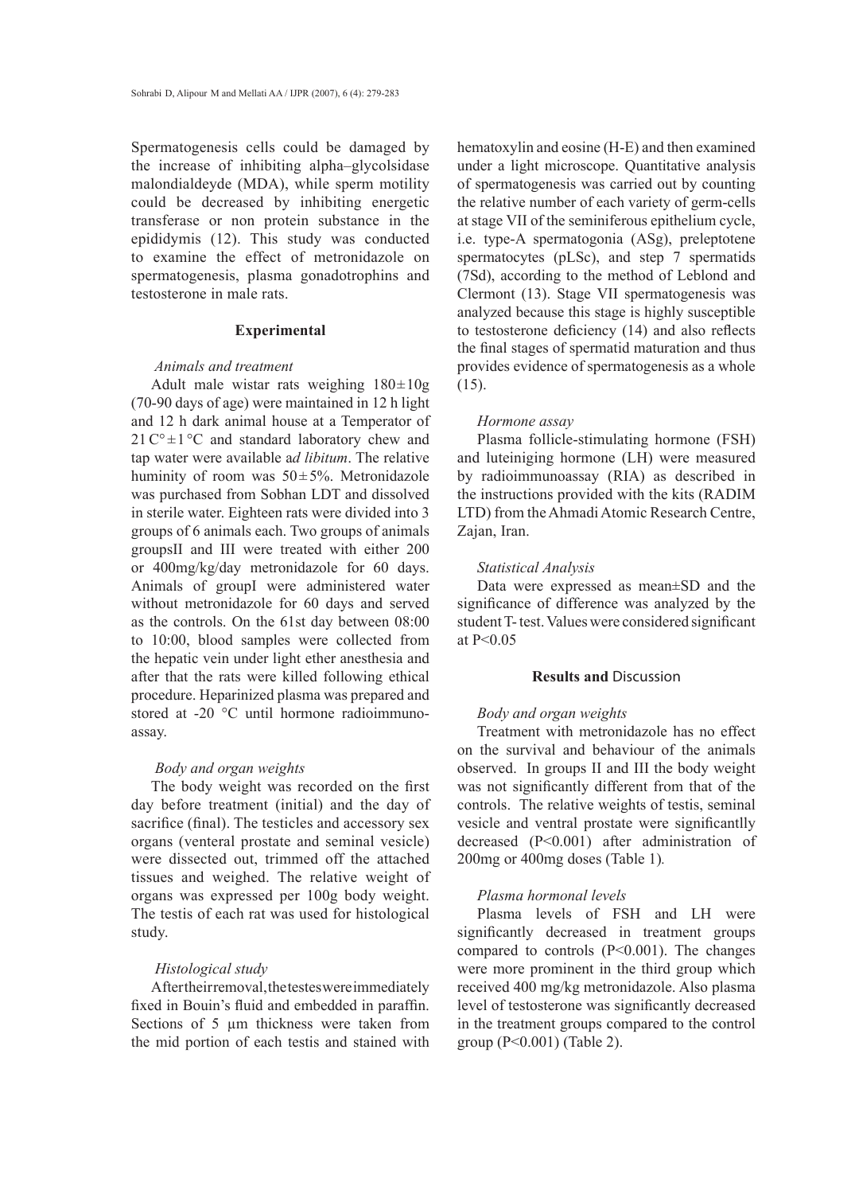Spermatogenesis cells could be damaged by the increase of inhibiting alpha–glycolsidase malondialdeyde (MDA), while sperm motility could be decreased by inhibiting energetic transferase or non protein substance in the epididymis (12). This study was conducted to examine the effect of metronidazole on spermatogenesis, plasma gonadotrophins and testosterone in male rats.

## Experimental

### *Animals and treatment*

Adult male wistar rats weighing 180±10g (70-90 days of age) were maintained in 12 h light and 12 h dark animal house at a Temperator of 21 C°±1 °C and standard laboratory chew and tap water were available a*d libitum*. The relative huminity of room was 50±5%. Metronidazole was purchased from Sobhan LDT and dissolved in sterile water. Eighteen rats were divided into 3 groups of 6 animals each. Two groups of animals groupsII and III were treated with either 200 or 400mg/kg/day metronidazole for 60 days. Animals of groupI were administered water without metronidazole for 60 days and served as the controls. On the 61st day between 08:00 to 10:00, blood samples were collected from the hepatic vein under light ether anesthesia and after that the rats were killed following ethical procedure. Heparinized plasma was prepared and stored at -20 °C until hormone radioimmuno-assay.

### *Body and organ weights*

The body weight was recorded on the first day before treatment (initial) and the day of sacrifice (final). The testicles and accessory sex organs (venteral prostate and seminal vesicle) were dissected out, trimmed off the attached tissues and weighed. The relative weight of organs was expressed per 100g body weight. The testis of each rat was used for histological study.

### *Histological study*

After their removal, the testes were immediately fixed in Bouin's fluid and embedded in paraffin. Sections of 5 µm thickness were taken from the mid portion of each testis and stained with hematoxylin and eosine (H-E) and then examined under a light microscope. Quantitative analysis of spermatogenesis was carried out by counting the relative number of each variety of germ-cells at stage VII of the seminiferous epithelium cycle, i.e. type-A spermatogonia (ASg), preleptotene spermatocytes (pLSc), and step 7 spermatids (7Sd), according to the method of Leblond and Clermont (13). Stage VII spermatogenesis was analyzed because this stage is highly susceptible to testosterone deficiency (14) and also reflects the final stages of spermatid maturation and thus provides evidence of spermatogenesis as a whole (15).

### *Hormone assay*

Plasma follicle-stimulating hormone (FSH) and luteiniging hormone (LH) were measured by radioimmunoassay (RIA) as described in the instructions provided with the kits (RADIM LTD) from the Ahmadi Atomic Research Centre, Zajan, Iran.

### *Statistical Analysis*

Data were expressed as mean±SD and the significance of difference was analyzed by the student T- test. Values were considered significant at $P<0.05$

## Results and Discussion

### *Body and organ weights*

Treatment with metronidazole has no effect on the survival and behaviour of the animals observed. In groups II and III the body weight was not significantly different from that of the controls. The relative weights of testis, seminal vesicle and ventral prostate were significantlly decreased ($P<0.001$) after administration of 200mg or 400mg doses (Table 1).

### *Plasma hormonal levels*

Plasma levels of FSH and LH were significantly decreased in treatment groups compared to controls ($P<0.001$). The changes were more prominent in the third group which received 400 mg/kg metronidazole. Also plasma level of testosterone was significantly decreased in the treatment groups compared to the control group ($P<0.001$) (Table 2).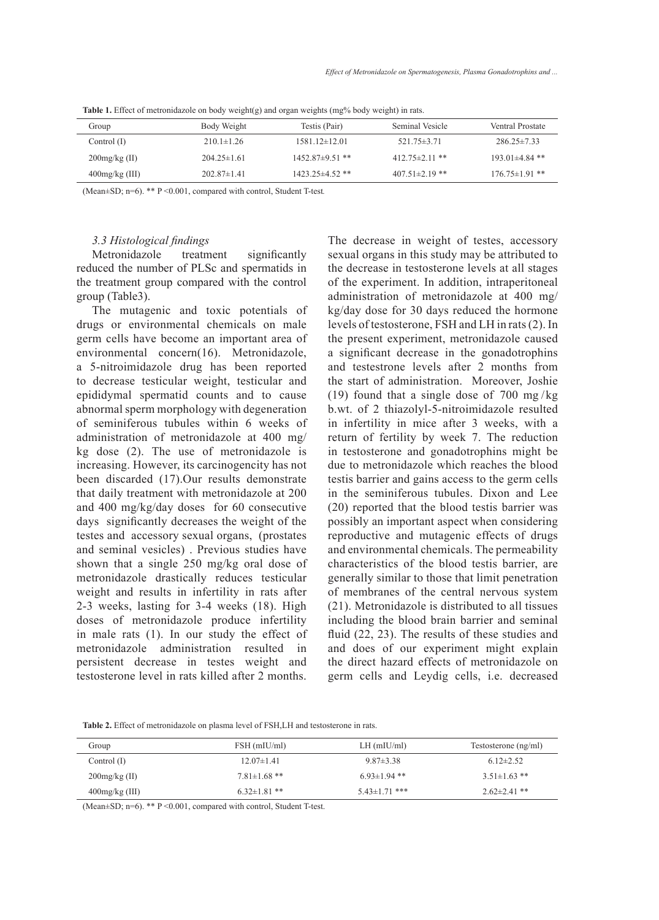**Table 1.** Effect of metronidazole on body weight(g) and organ weights (mg% body weight) in rats.

| Group | Body Weight | Testis (Pair) | Seminal Vesicle | Ventral Prostate |
|---|---|---|---|---|
| Control (I) | 210.1±1.26 | 1581.12±12.01 | 521.75±3.71 | 286.25±7.33 |
| 200mg/kg (II) | 204.25±1.61 | 1452.87±9.51 ** | 412.75±2.11 ** | 193.01±4.84 ** |
| 400mg/kg (III) | 202.87±1.41 | 1423.25±4.52 ** | 407.51±2.19 ** | 176.75±1.91 ** |

(Mean±SD; n=6). ** P <0.001, compared with control, Student T-test.

### *3.3 Histological findings*

Metronidazole treatment significantly reduced the number of PLSc and spermatids in the treatment group compared with the control group (Table3).

The mutagenic and toxic potentials of drugs or environmental chemicals on male germ cells have become an important area of environmental concern(16). Metronidazole, a 5-nitroimidazole drug has been reported to decrease testicular weight, testicular and epididymal spermatid counts and to cause abnormal sperm morphology with degeneration of seminiferous tubules within 6 weeks of administration of metronidazole at 400 mg/kg dose (2). The use of metronidazole is increasing. However, its carcinogencity has not been discarded (17).Our results demonstrate that daily treatment with metronidazole at 200 and 400 mg/kg/day doses for 60 consecutive days significantly decreases the weight of the testes and accessory sexual organs, (prostates and seminal vesicles) . Previous studies have shown that a single 250 mg/kg oral dose of metronidazole drastically reduces testicular weight and results in infertility in rats after 2-3 weeks, lasting for 3-4 weeks (18). High doses of metronidazole produce infertility in male rats (1). In our study the effect of metronidazole administration resulted in persistent decrease in testes weight and testosterone level in rats killed after 2 months.

The decrease in weight of testes, accessory sexual organs in this study may be attributed to the decrease in testosterone levels at all stages of the experiment. In addition, intraperitoneal administration of metronidazole at 400 mg/kg/day dose for 30 days reduced the hormone levels of testosterone, FSH and LH in rats (2). In the present experiment, metronidazole caused a significant decrease in the gonadotrophins and testestrone levels after 2 months from the start of administration. Moreover, Joshie (19) found that a single dose of 700 mg /kg b.wt. of 2 thiazolyl-5-nitroimidazole resulted in infertility in mice after 3 weeks, with a return of fertility by week 7. The reduction in testosterone and gonadotrophins might be due to metronidazole which reaches the blood testis barrier and gains access to the germ cells in the seminiferous tubules. Dixon and Lee (20) reported that the blood testis barrier was possibly an important aspect when considering reproductive and mutagenic effects of drugs and environmental chemicals. The permeability characteristics of the blood testis barrier, are generally similar to those that limit penetration of membranes of the central nervous system (21). Metronidazole is distributed to all tissues including the blood brain barrier and seminal fluid (22, 23). The results of these studies and and does of our experiment might explain the direct hazard effects of metronidazole on germ cells and Leydig cells, i.e. decreased

**Table 2.** Effect of metronidazole on plasma level of FSH,LH and testosterone in rats.

| Group | FSH (mIU/ml) | LH (mIU/ml) | Testosterone (ng/ml) |
|---|---|---|---|
| Control (I) | 12.07±1.41 | 9.87±3.38 | 6.12±2.52 |
| 200mg/kg (II) | 7.81±1.68 ** | 6.93±1.94 ** | 3.51±1.63 ** |
| 400mg/kg (III) | 6.32±1.81 ** | 5.43±1.71 *** | 2.62±2.41 ** |

(Mean±SD; n=6). ** P <0.001, compared with control, Student T-test.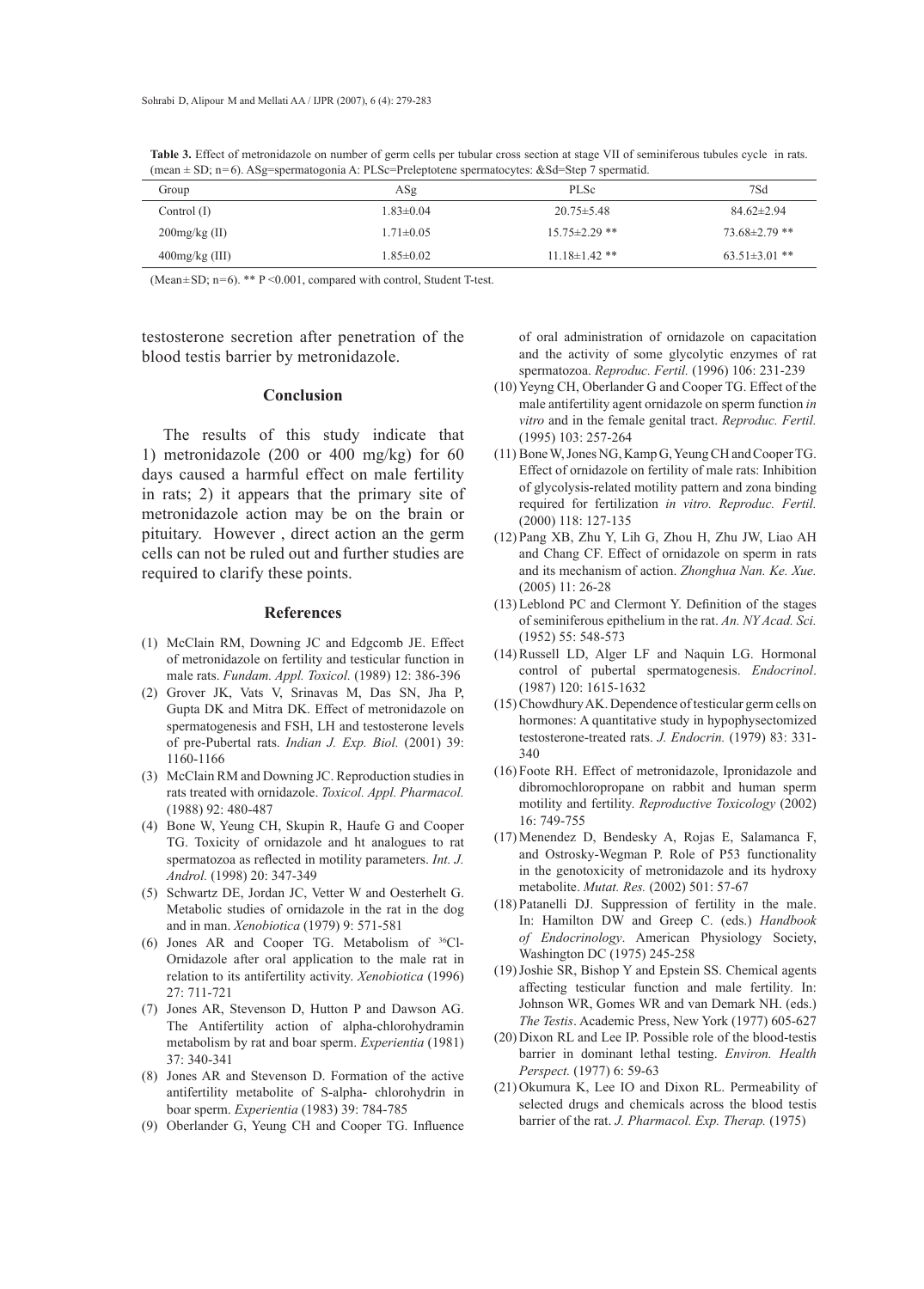**Table 3.** Effect of metronidazole on number of germ cells per tubular cross section at stage VII of seminiferous tubules cycle in rats. (mean ± SD; n=6). ASg=spermatogonia A: PLSc=Preleptotene spermatocytes: &Sd=Step 7 spermatid.

| Group | ASg | PLSc | 7Sd |
|---|---|---|---|
| Control (I) | 1.83±0.04 | 20.75±5.48 | 84.62±2.94 |
| 200mg/kg (II) | 1.71±0.05 | 15.75±2.29 ** | 73.68±2.79 ** |
| 400mg/kg (III) | 1.85±0.02 | 11.18±1.42 ** | 63.51±3.01 ** |

(Mean±SD; n=6). ** P <0.001, compared with control, Student T-test.

testosterone secretion after penetration of the blood testis barrier by metronidazole.

## Conclusion

The results of this study indicate that 1) metronidazole (200 or 400 mg/kg) for 60 days caused a harmful effect on male fertility in rats; 2) it appears that the primary site of metronidazole action may be on the brain or pituitary. However , direct action an the germ cells can not be ruled out and further studies are required to clarify these points.

## References

(1) McClain RM, Downing JC and Edgcomb JE. Effect of metronidazole on fertility and testicular function in male rats. *Fundam. Appl. Toxicol.* (1989) 12: 386-396

(2) Grover JK, Vats V, Srinavas M, Das SN, Jha P, Gupta DK and Mitra DK. Effect of metronidazole on spermatogenesis and FSH, LH and testosterone levels of pre-Pubertal rats. *Indian J. Exp. Biol.* (2001) 39: 1160-1166

(3) McClain RM and Downing JC. Reproduction studies in rats treated with ornidazole. *Toxicol. Appl. Pharmacol.* (1988) 92: 480-487

(4) Bone W, Yeung CH, Skupin R, Haufe G and Cooper TG. Toxicity of ornidazole and ht analogues to rat spermatozoa as reflected in motility parameters. *Int. J. Androl.* (1998) 20: 347-349

(5) Schwartz DE, Jordan JC, Vetter W and Oesterhelt G. Metabolic studies of ornidazole in the rat in the dog and in man. *Xenobiotica* (1979) 9: 571-581

(6) Jones AR and Cooper TG. Metabolism of $^{36}$Cl-Ornidazole after oral application to the male rat in relation to its antifertility activity. *Xenobiotica* (1996) 27: 711-721

(7) Jones AR, Stevenson D, Hutton P and Dawson AG. The Antifertility action of alpha-chlorohydramin metabolism by rat and boar sperm. *Experientia* (1981) 37: 340-341

(8) Jones AR and Stevenson D. Formation of the active antifertility metabolite of S-alpha- chlorohydrin in boar sperm. *Experientia* (1983) 39: 784-785

(9) Oberlander G, Yeung CH and Cooper TG. Influence of oral administration of ornidazole on capacitation and the activity of some glycolytic enzymes of rat spermatozoa. *Reproduc. Fertil.* (1996) 106: 231-239

(10) Yeyng CH, Oberlander G and Cooper TG. Effect of the male antifertility agent ornidazole on sperm function *in vitro* and in the female genital tract. *Reproduc. Fertil.* (1995) 103: 257-264

(11) Bone W, Jones NG, Kamp G, Yeung CH and Cooper TG. Effect of ornidazole on fertility of male rats: Inhibition of glycolysis-related motility pattern and zona binding required for fertilization *in vitro. Reproduc. Fertil.* (2000) 118: 127-135

(12) Pang XB, Zhu Y, Lih G, Zhou H, Zhu JW, Liao AH and Chang CF. Effect of ornidazole on sperm in rats and its mechanism of action. *Zhonghua Nan. Ke. Xue.* (2005) 11: 26-28

(13) Leblond PC and Clermont Y. Definition of the stages of seminiferous epithelium in the rat. *An. NY Acad. Sci.* (1952) 55: 548-573

(14) Russell LD, Alger LF and Naquin LG. Hormonal control of pubertal spermatogenesis. *Endocrinol*. (1987) 120: 1615-1632

(15) Chowdhury AK. Dependence of testicular germ cells on hormones: A quantitative study in hypophysectomized testosterone-treated rats. *J. Endocrin.* (1979) 83: 331-340

(16) Foote RH. Effect of metronidazole, Ipronidazole and dibromochloropropane on rabbit and human sperm motility and fertility. *Reproductive Toxicology* (2002) 16: 749-755

(17) Menendez D, Bendesky A, Rojas E, Salamanca F, and Ostrosky-Wegman P. Role of P53 functionality in the genotoxicity of metronidazole and its hydroxy metabolite. *Mutat. Res.* (2002) 501: 57-67

(18) Patanelli DJ. Suppression of fertility in the male. In: Hamilton DW and Greep C. (eds.) *Handbook of Endocrinology*. American Physiology Society, Washington DC (1975) 245-258

(19) Joshie SR, Bishop Y and Epstein SS. Chemical agents affecting testicular function and male fertility. In: Johnson WR, Gomes WR and van Demark NH. (eds.) *The Testis*. Academic Press, New York (1977) 605-627

(20) Dixon RL and Lee IP. Possible role of the blood-testis barrier in dominant lethal testing. *Environ. Health Perspect.* (1977) 6: 59-63

(21) Okumura K, Lee IO and Dixon RL. Permeability of selected drugs and chemicals across the blood testis barrier of the rat. *J. Pharmacol. Exp. Therap.* (1975)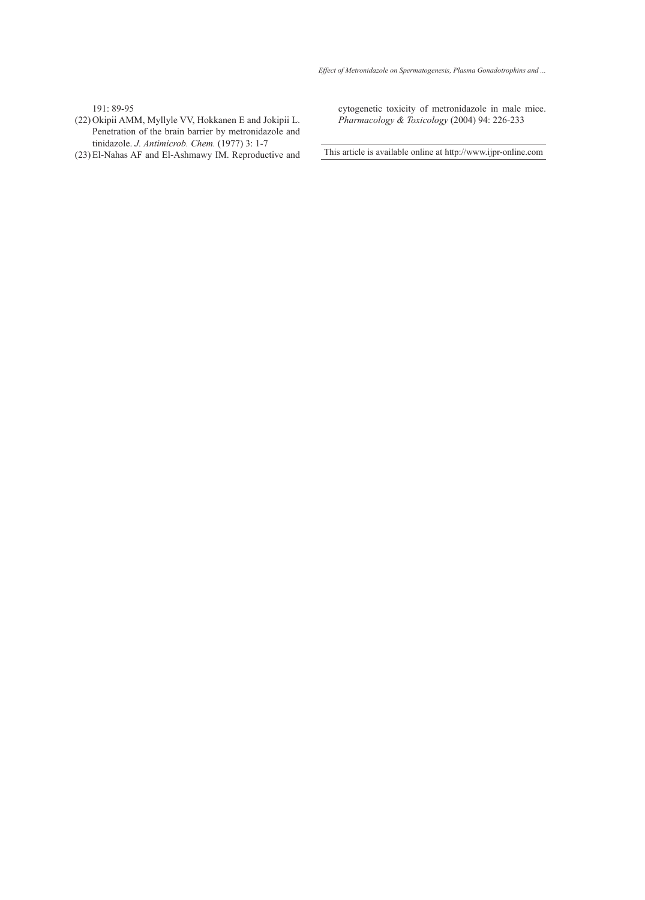191: 89-95

(22) Okipii AMM, Myllyle VV, Hokkanen E and Jokipii L. Penetration of the brain barrier by metronidazole and tinidazole. *J. Antimicrob. Chem.* (1977) 3: 1-7

(23) El-Nahas AF and El-Ashmawy IM. Reproductive and cytogenetic toxicity of metronidazole in male mice. *Pharmacology & Toxicology* (2004) 94: 226-233

This article is available online at http://www.ijpr-online.com